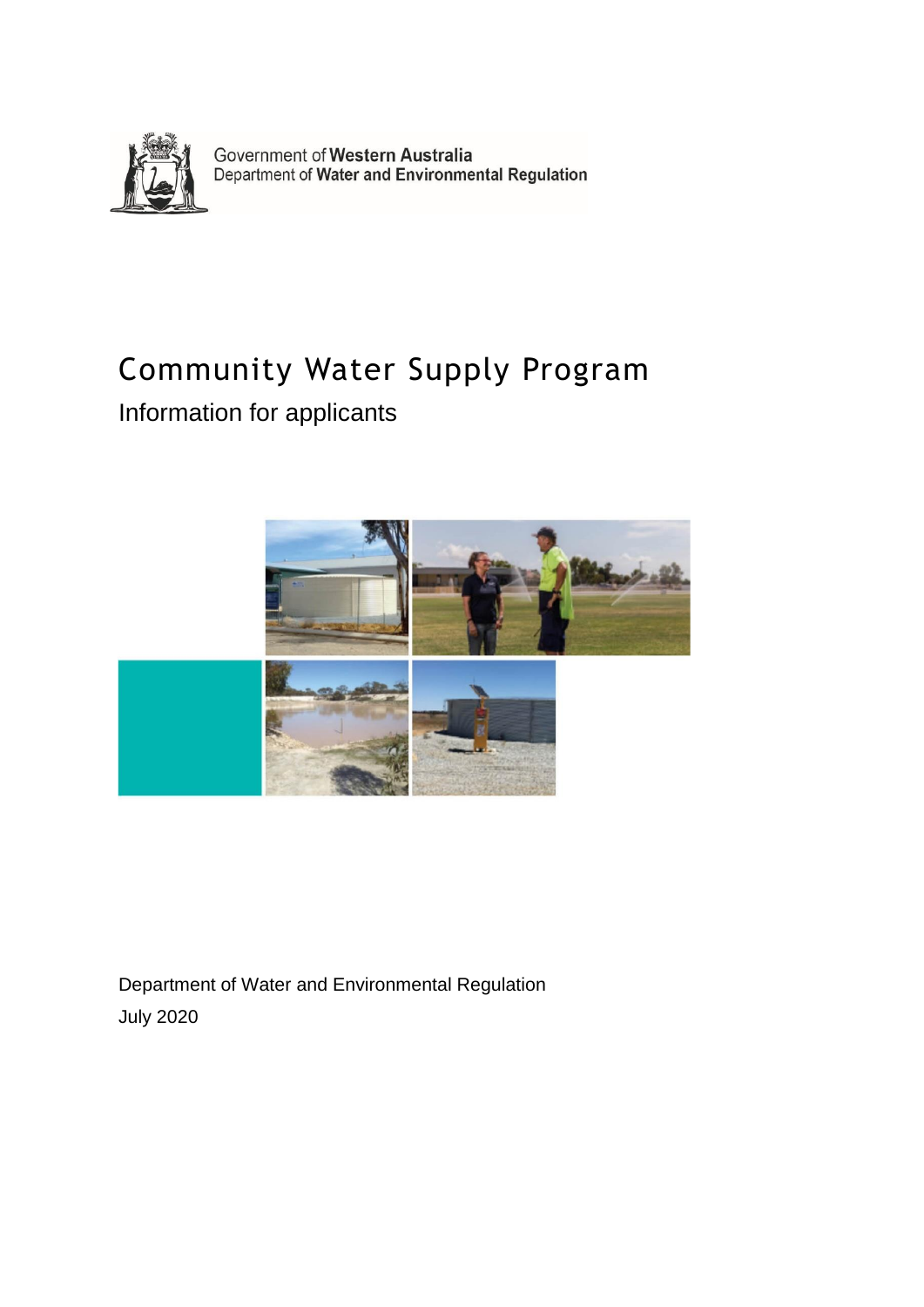Government of **Western Australia**
Department of **Water and Environmental Regulation**

# Community Water Supply Program

## Information for applicants

Department of Water and Environmental Regulation

July 2020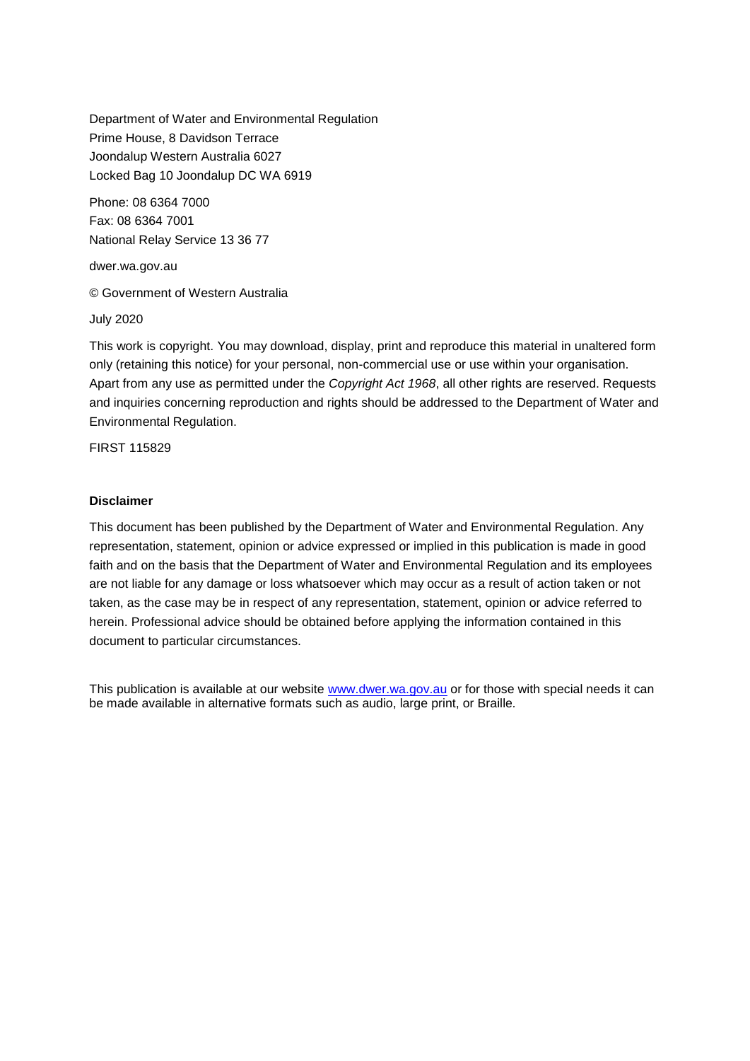Department of Water and Environmental Regulation
Prime House, 8 Davidson Terrace
Joondalup Western Australia 6027
Locked Bag 10 Joondalup DC WA 6919

Phone: 08 6364 7000
Fax: 08 6364 7001
National Relay Service 13 36 77

dwer.wa.gov.au

© Government of Western Australia

July 2020

This work is copyright. You may download, display, print and reproduce this material in unaltered form only (retaining this notice) for your personal, non-commercial use or use within your organisation. Apart from any use as permitted under the *Copyright Act 1968*, all other rights are reserved. Requests and inquiries concerning reproduction and rights should be addressed to the Department of Water and Environmental Regulation.

FIRST 115829

**Disclaimer**

This document has been published by the Department of Water and Environmental Regulation. Any representation, statement, opinion or advice expressed or implied in this publication is made in good faith and on the basis that the Department of Water and Environmental Regulation and its employees are not liable for any damage or loss whatsoever which may occur as a result of action taken or not taken, as the case may be in respect of any representation, statement, opinion or advice referred to herein. Professional advice should be obtained before applying the information contained in this document to particular circumstances.

This publication is available at our website [www.dwer.wa.gov.au](http://www.dwer.wa.gov.au) or for those with special needs it can be made available in alternative formats such as audio, large print, or Braille.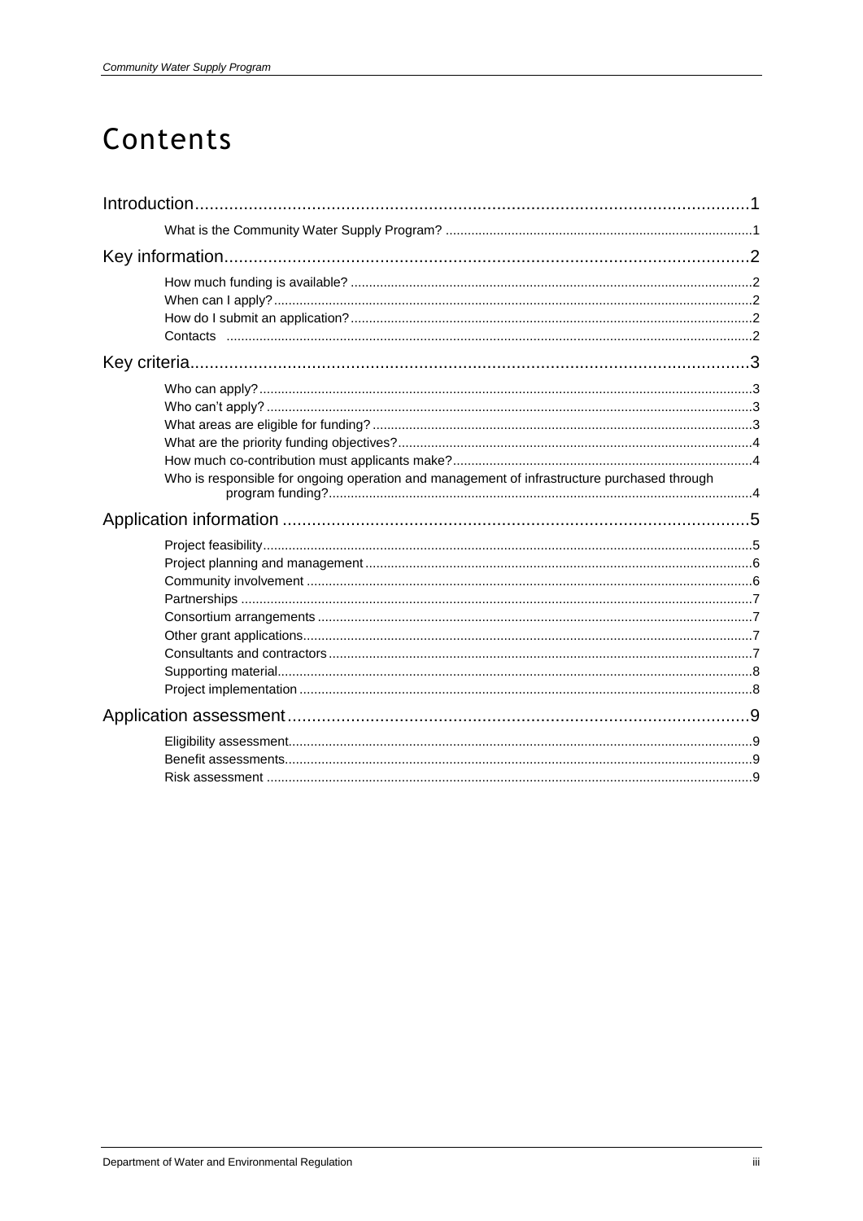# Contents

Introduction ........................................................................................................ 1

- What is the Community Water Supply Program? ........................................ 1

Key information ................................................................................................ 2

- How much funding is available? .................................................................. 2
- When can I apply? ........................................................................................ 2
- How do I submit an application? .................................................................. 2
- Contacts ....................................................................................................... 2

Key criteria ........................................................................................................ 3

- Who can apply? ............................................................................................ 3
- Who can't apply? .......................................................................................... 3
- What areas are eligible for funding? ............................................................ 3
- What are the priority funding objectives? .................................................... 4
- How much co-contribution must applicants make? ...................................... 4
- Who is responsible for ongoing operation and management of infrastructure purchased through program funding? ........................................................................................ 4

Application information ..................................................................................... 5

- Project feasibility ........................................................................................... 5
- Project planning and management .............................................................. 6
- Community involvement ............................................................................... 6
- Partnerships ................................................................................................. 7
- Consortium arrangements ............................................................................ 7
- Other grant applications ................................................................................ 7
- Consultants and contractors ......................................................................... 7
- Supporting material ...................................................................................... 8
- Project implementation ................................................................................. 8

Application assessment .................................................................................... 9

- Eligibility assessment .................................................................................... 9
- Benefit assessments ..................................................................................... 9
- Risk assessment .......................................................................................... 9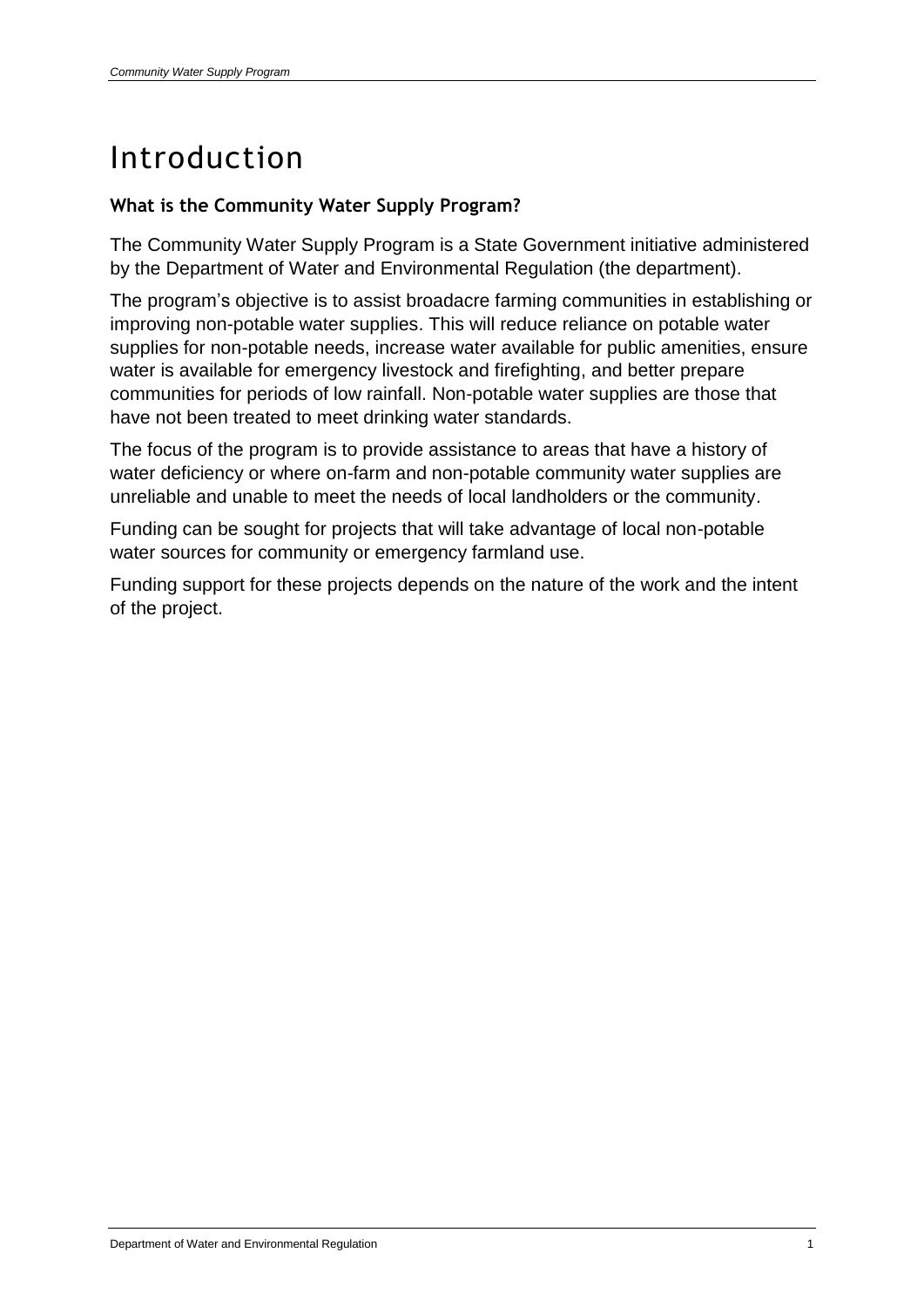# Introduction

### What is the Community Water Supply Program?

The Community Water Supply Program is a State Government initiative administered by the Department of Water and Environmental Regulation (the department).

The program's objective is to assist broadacre farming communities in establishing or improving non-potable water supplies. This will reduce reliance on potable water supplies for non-potable needs, increase water available for public amenities, ensure water is available for emergency livestock and firefighting, and better prepare communities for periods of low rainfall. Non-potable water supplies are those that have not been treated to meet drinking water standards.

The focus of the program is to provide assistance to areas that have a history of water deficiency or where on-farm and non-potable community water supplies are unreliable and unable to meet the needs of local landholders or the community.

Funding can be sought for projects that will take advantage of local non-potable water sources for community or emergency farmland use.

Funding support for these projects depends on the nature of the work and the intent of the project.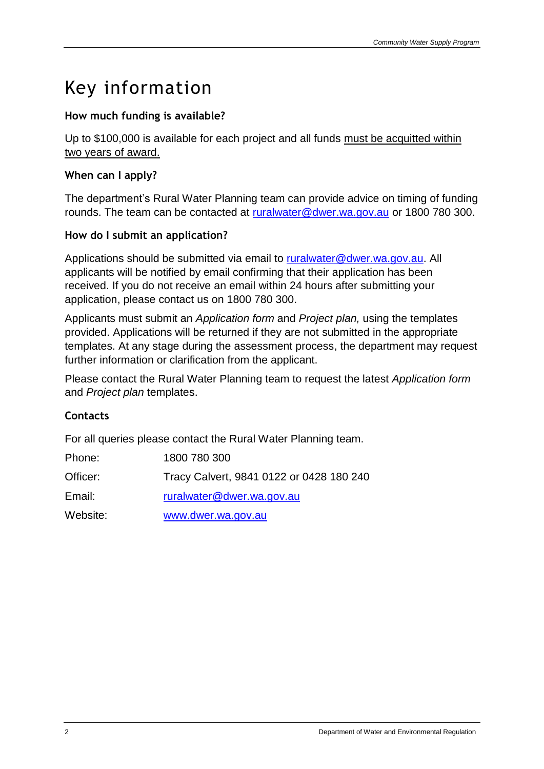# Key information

**How much funding is available?**

Up to $100,000 is available for each project and all funds <u>must be acquitted within two years of award.</u>

**When can I apply?**

The department's Rural Water Planning team can provide advice on timing of funding rounds. The team can be contacted at ruralwater@dwer.wa.gov.au or 1800 780 300.

**How do I submit an application?**

Applications should be submitted via email to ruralwater@dwer.wa.gov.au. All applicants will be notified by email confirming that their application has been received. If you do not receive an email within 24 hours after submitting your application, please contact us on 1800 780 300.

Applicants must submit an *Application form* and *Project plan,* using the templates provided. Applications will be returned if they are not submitted in the appropriate templates. At any stage during the assessment process, the department may request further information or clarification from the applicant.

Please contact the Rural Water Planning team to request the latest *Application form* and *Project plan* templates.

**Contacts**

For all queries please contact the Rural Water Planning team.

| | |
|---|---|
| Phone: | 1800 780 300 |
| Officer: | Tracy Calvert, 9841 0122 or 0428 180 240 |
| Email: | ruralwater@dwer.wa.gov.au |
| Website: | www.dwer.wa.gov.au |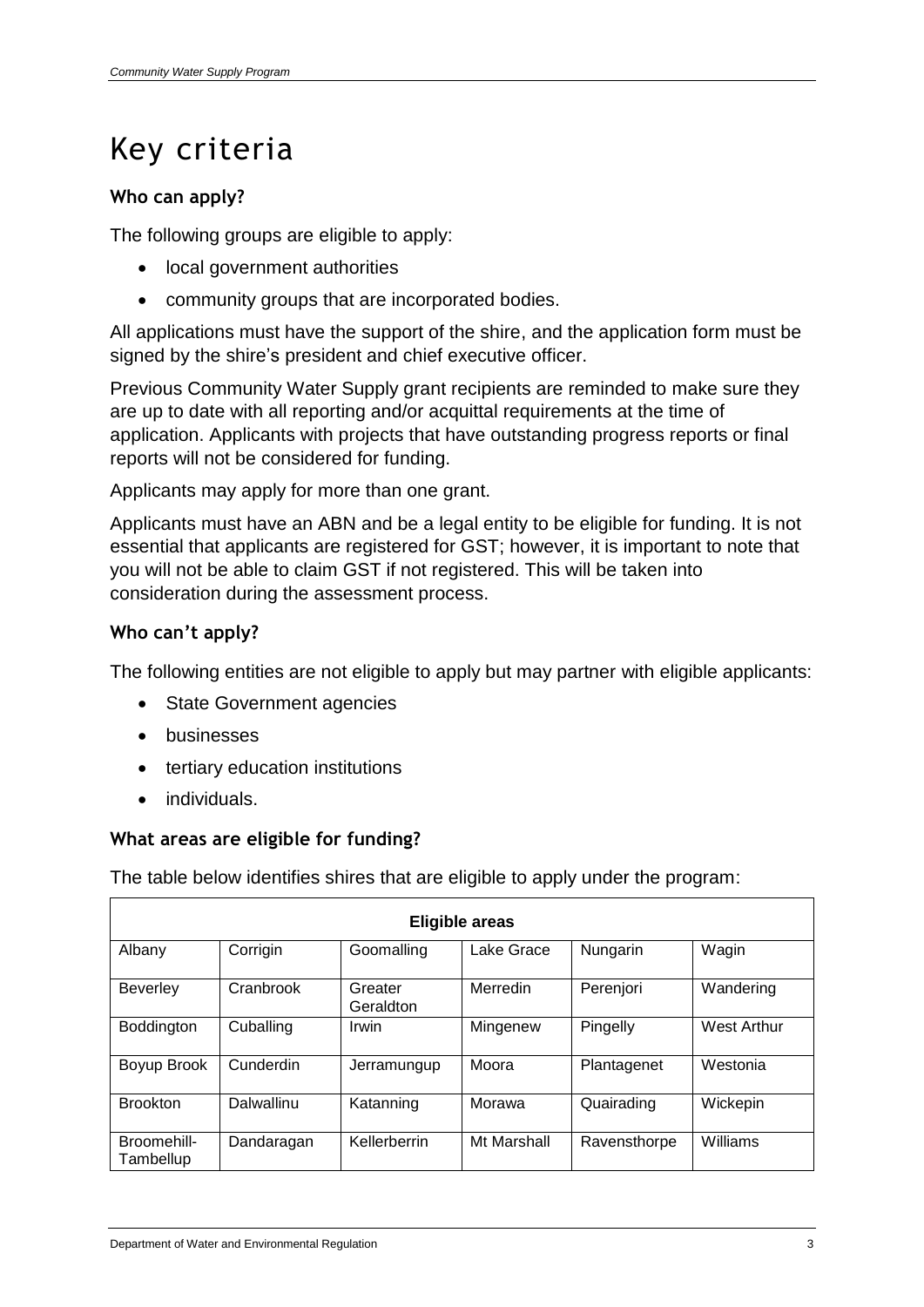# Key criteria

### Who can apply?

The following groups are eligible to apply:

- local government authorities
- community groups that are incorporated bodies.

All applications must have the support of the shire, and the application form must be signed by the shire's president and chief executive officer.

Previous Community Water Supply grant recipients are reminded to make sure they are up to date with all reporting and/or acquittal requirements at the time of application. Applicants with projects that have outstanding progress reports or final reports will not be considered for funding.

Applicants may apply for more than one grant.

Applicants must have an ABN and be a legal entity to be eligible for funding. It is not essential that applicants are registered for GST; however, it is important to note that you will not be able to claim GST if not registered. This will be taken into consideration during the assessment process.

### Who can't apply?

The following entities are not eligible to apply but may partner with eligible applicants:

- State Government agencies
- businesses
- tertiary education institutions
- individuals.

### What areas are eligible for funding?

The table below identifies shires that are eligible to apply under the program:

| Eligible areas | | | | | |
|---|---|---|---|---|---|
| Albany | Corrigin | Goomalling | Lake Grace | Nungarin | Wagin |
| Beverley | Cranbrook | Greater Geraldton | Merredin | Perenjori | Wandering |
| Boddington | Cuballing | Irwin | Mingenew | Pingelly | West Arthur |
| Boyup Brook | Cunderdin | Jerramungup | Moora | Plantagenet | Westonia |
| Brookton | Dalwallinu | Katanning | Morawa | Quairading | Wickepin |
| Broomehill-Tambellup | Dandaragan | Kellerberrin | Mt Marshall | Ravensthorpe | Williams |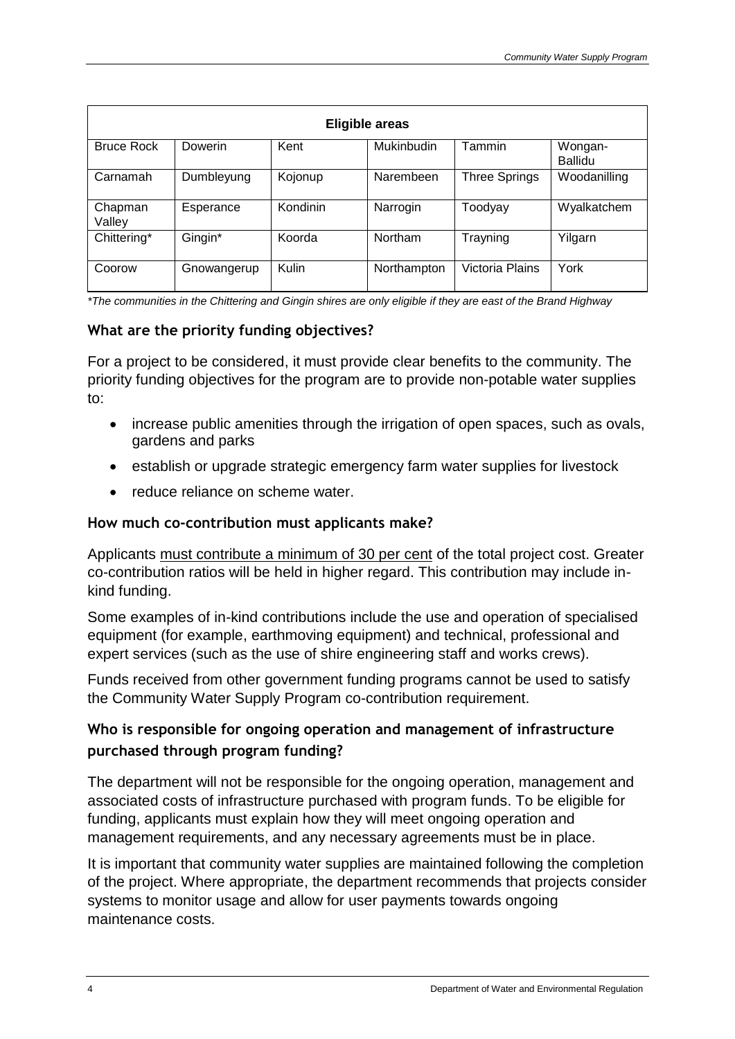| Eligible areas | | | | | |
|---|---|---|---|---|---|
| Bruce Rock | Dowerin | Kent | Mukinbudin | Tammin | Wongan-Ballidu |
| Carnamah | Dumbleyung | Kojonup | Narembeen | Three Springs | Woodanilling |
| Chapman Valley | Esperance | Kondinin | Narrogin | Toodyay | Wyalkatchem |
| Chittering* | Gingin* | Koorda | Northam | Trayning | Yilgarn |
| Coorow | Gnowangerup | Kulin | Northampton | Victoria Plains | York |

*\*The communities in the Chittering and Gingin shires are only eligible if they are east of the Brand Highway*

### What are the priority funding objectives?

For a project to be considered, it must provide clear benefits to the community. The priority funding objectives for the program are to provide non-potable water supplies to:

- increase public amenities through the irrigation of open spaces, such as ovals, gardens and parks
- establish or upgrade strategic emergency farm water supplies for livestock
- reduce reliance on scheme water.

### How much co-contribution must applicants make?

Applicants must contribute a minimum of 30 per cent of the total project cost. Greater co-contribution ratios will be held in higher regard. This contribution may include in-kind funding.

Some examples of in-kind contributions include the use and operation of specialised equipment (for example, earthmoving equipment) and technical, professional and expert services (such as the use of shire engineering staff and works crews).

Funds received from other government funding programs cannot be used to satisfy the Community Water Supply Program co-contribution requirement.

### Who is responsible for ongoing operation and management of infrastructure purchased through program funding?

The department will not be responsible for the ongoing operation, management and associated costs of infrastructure purchased with program funds. To be eligible for funding, applicants must explain how they will meet ongoing operation and management requirements, and any necessary agreements must be in place.

It is important that community water supplies are maintained following the completion of the project. Where appropriate, the department recommends that projects consider systems to monitor usage and allow for user payments towards ongoing maintenance costs.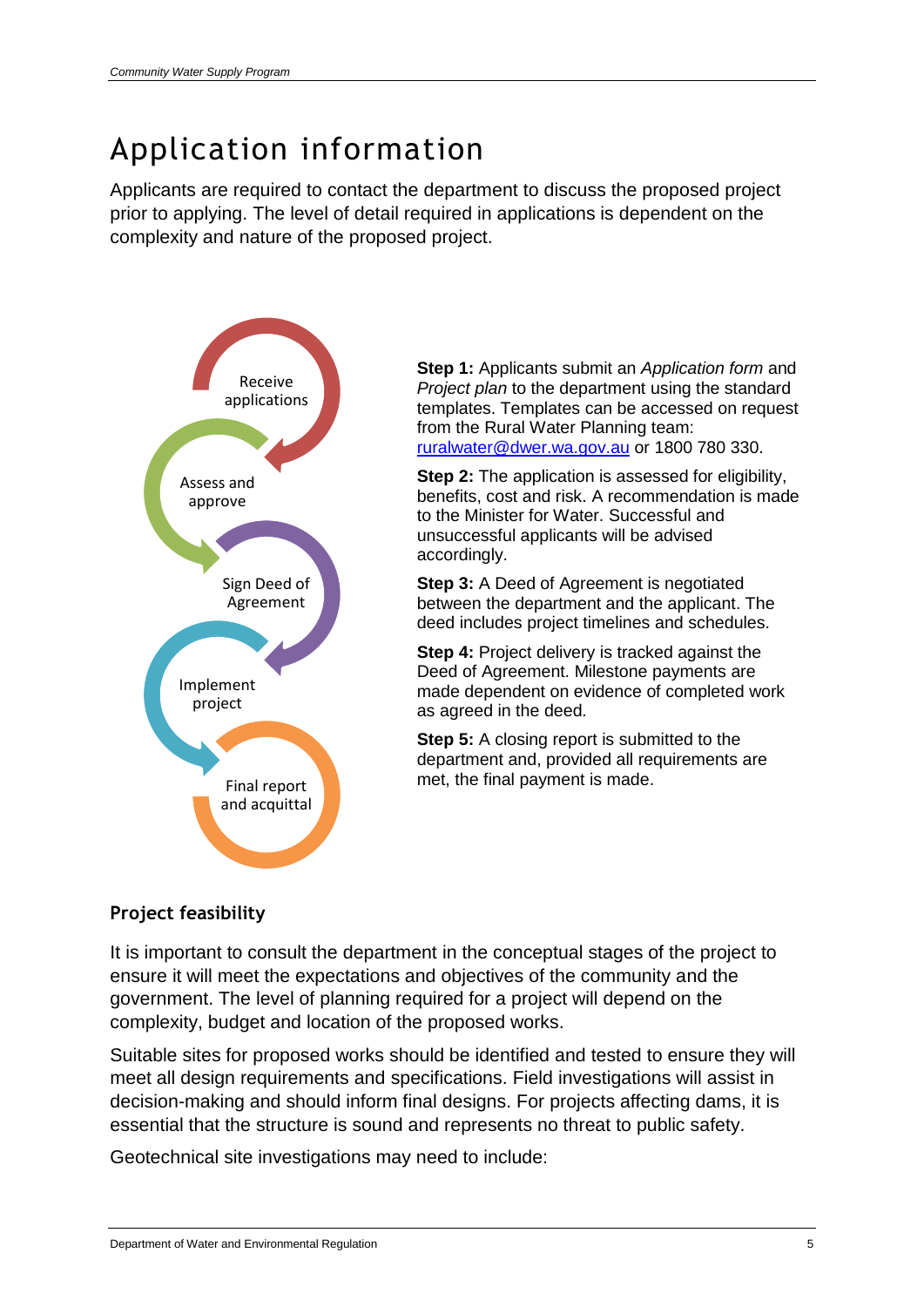# Application information

Applicants are required to contact the department to discuss the proposed project prior to applying. The level of detail required in applications is dependent on the complexity and nature of the proposed project.

Receive applications

Assess and approve

Sign Deed of Agreement

Implement project

Final report and acquittal

**Step 1:** Applicants submit an *Application form* and *Project plan* to the department using the standard templates. Templates can be accessed on request from the Rural Water Planning team: [ruralwater@dwer.wa.gov.au](mailto:ruralwater@dwer.wa.gov.au) or 1800 780 330.

**Step 2:** The application is assessed for eligibility, benefits, cost and risk. A recommendation is made to the Minister for Water. Successful and unsuccessful applicants will be advised accordingly.

**Step 3:** A Deed of Agreement is negotiated between the department and the applicant. The deed includes project timelines and schedules.

**Step 4:** Project delivery is tracked against the Deed of Agreement. Milestone payments are made dependent on evidence of completed work as agreed in the deed.

**Step 5:** A closing report is submitted to the department and, provided all requirements are met, the final payment is made.

### Project feasibility

It is important to consult the department in the conceptual stages of the project to ensure it will meet the expectations and objectives of the community and the government. The level of planning required for a project will depend on the complexity, budget and location of the proposed works.

Suitable sites for proposed works should be identified and tested to ensure they will meet all design requirements and specifications. Field investigations will assist in decision-making and should inform final designs. For projects affecting dams, it is essential that the structure is sound and represents no threat to public safety.

Geotechnical site investigations may need to include: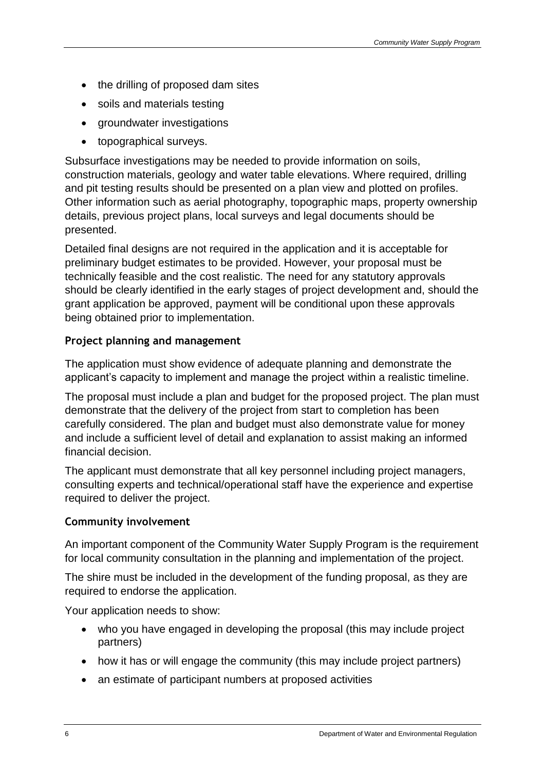- the drilling of proposed dam sites
- soils and materials testing
- groundwater investigations
- topographical surveys.

Subsurface investigations may be needed to provide information on soils, construction materials, geology and water table elevations. Where required, drilling and pit testing results should be presented on a plan view and plotted on profiles. Other information such as aerial photography, topographic maps, property ownership details, previous project plans, local surveys and legal documents should be presented.

Detailed final designs are not required in the application and it is acceptable for preliminary budget estimates to be provided. However, your proposal must be technically feasible and the cost realistic. The need for any statutory approvals should be clearly identified in the early stages of project development and, should the grant application be approved, payment will be conditional upon these approvals being obtained prior to implementation.

### Project planning and management

The application must show evidence of adequate planning and demonstrate the applicant's capacity to implement and manage the project within a realistic timeline.

The proposal must include a plan and budget for the proposed project. The plan must demonstrate that the delivery of the project from start to completion has been carefully considered. The plan and budget must also demonstrate value for money and include a sufficient level of detail and explanation to assist making an informed financial decision.

The applicant must demonstrate that all key personnel including project managers, consulting experts and technical/operational staff have the experience and expertise required to deliver the project.

### Community involvement

An important component of the Community Water Supply Program is the requirement for local community consultation in the planning and implementation of the project.

The shire must be included in the development of the funding proposal, as they are required to endorse the application.

Your application needs to show:

- who you have engaged in developing the proposal (this may include project partners)
- how it has or will engage the community (this may include project partners)
- an estimate of participant numbers at proposed activities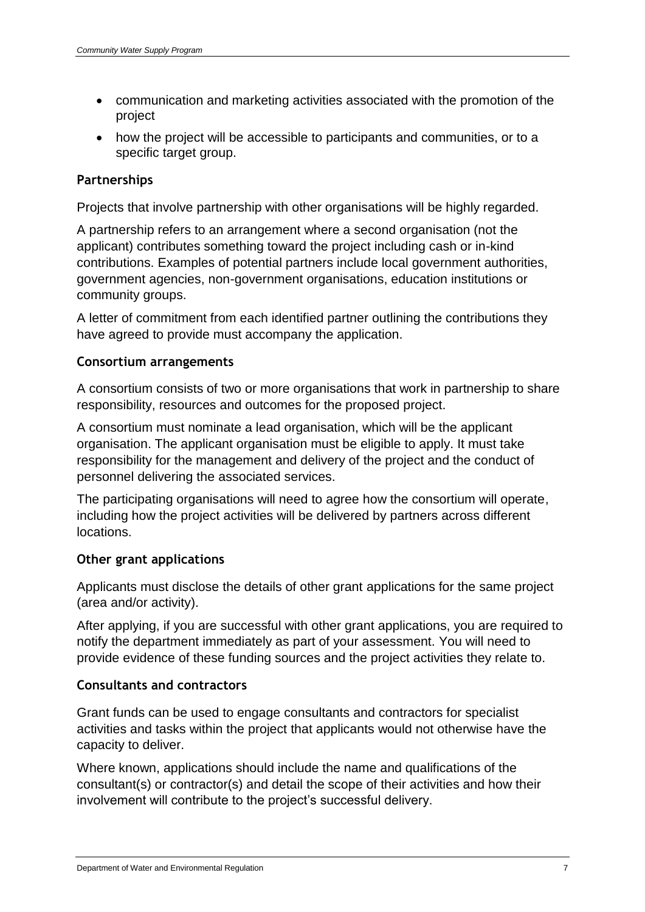- communication and marketing activities associated with the promotion of the project
- how the project will be accessible to participants and communities, or to a specific target group.

### Partnerships

Projects that involve partnership with other organisations will be highly regarded.

A partnership refers to an arrangement where a second organisation (not the applicant) contributes something toward the project including cash or in-kind contributions. Examples of potential partners include local government authorities, government agencies, non-government organisations, education institutions or community groups.

A letter of commitment from each identified partner outlining the contributions they have agreed to provide must accompany the application.

### Consortium arrangements

A consortium consists of two or more organisations that work in partnership to share responsibility, resources and outcomes for the proposed project.

A consortium must nominate a lead organisation, which will be the applicant organisation. The applicant organisation must be eligible to apply. It must take responsibility for the management and delivery of the project and the conduct of personnel delivering the associated services.

The participating organisations will need to agree how the consortium will operate, including how the project activities will be delivered by partners across different locations.

### Other grant applications

Applicants must disclose the details of other grant applications for the same project (area and/or activity).

After applying, if you are successful with other grant applications, you are required to notify the department immediately as part of your assessment. You will need to provide evidence of these funding sources and the project activities they relate to.

### Consultants and contractors

Grant funds can be used to engage consultants and contractors for specialist activities and tasks within the project that applicants would not otherwise have the capacity to deliver.

Where known, applications should include the name and qualifications of the consultant(s) or contractor(s) and detail the scope of their activities and how their involvement will contribute to the project's successful delivery.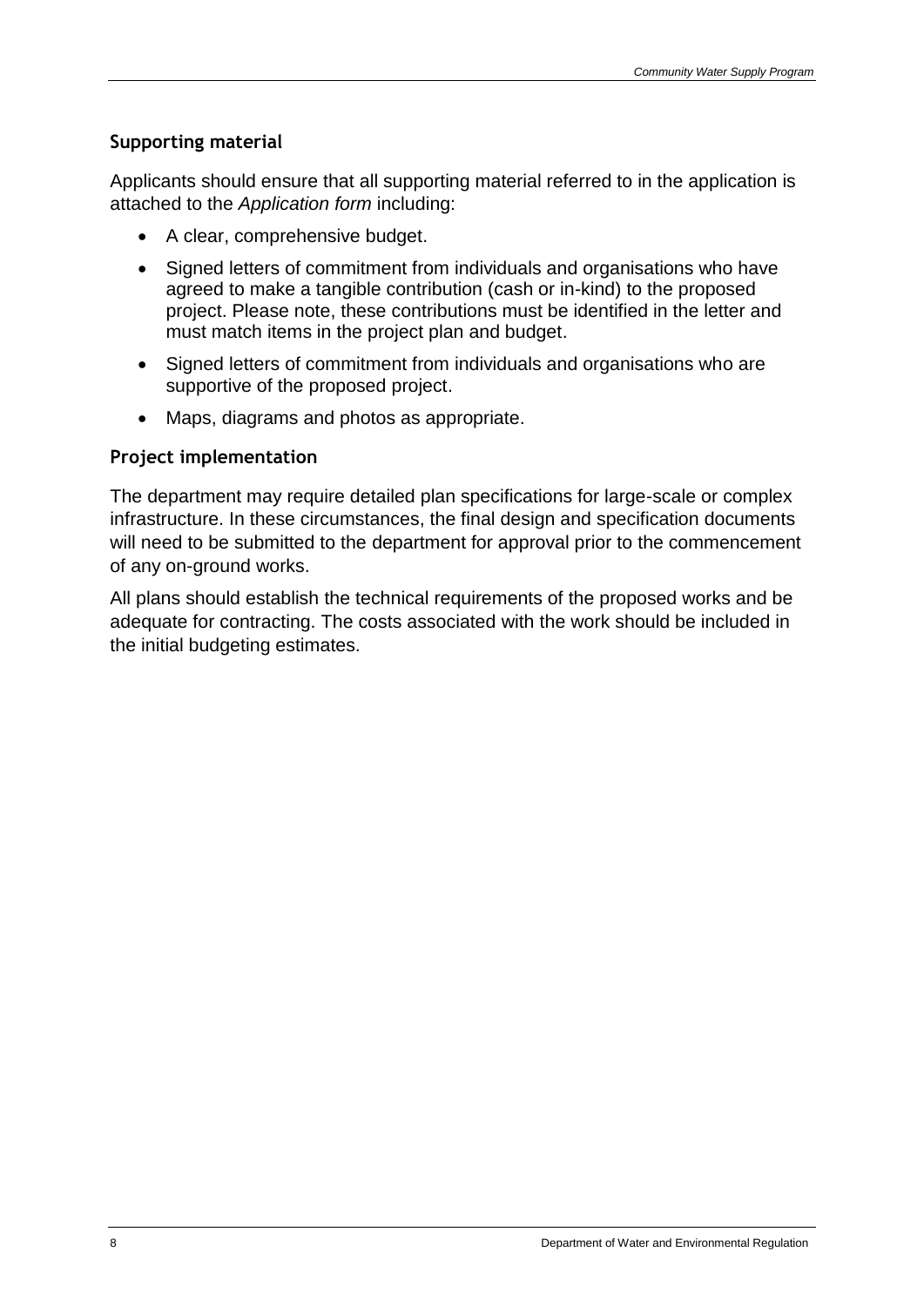### Supporting material

Applicants should ensure that all supporting material referred to in the application is attached to the *Application form* including:

- A clear, comprehensive budget.
- Signed letters of commitment from individuals and organisations who have agreed to make a tangible contribution (cash or in-kind) to the proposed project. Please note, these contributions must be identified in the letter and must match items in the project plan and budget.
- Signed letters of commitment from individuals and organisations who are supportive of the proposed project.
- Maps, diagrams and photos as appropriate.

### Project implementation

The department may require detailed plan specifications for large-scale or complex infrastructure. In these circumstances, the final design and specification documents will need to be submitted to the department for approval prior to the commencement of any on-ground works.

All plans should establish the technical requirements of the proposed works and be adequate for contracting. The costs associated with the work should be included in the initial budgeting estimates.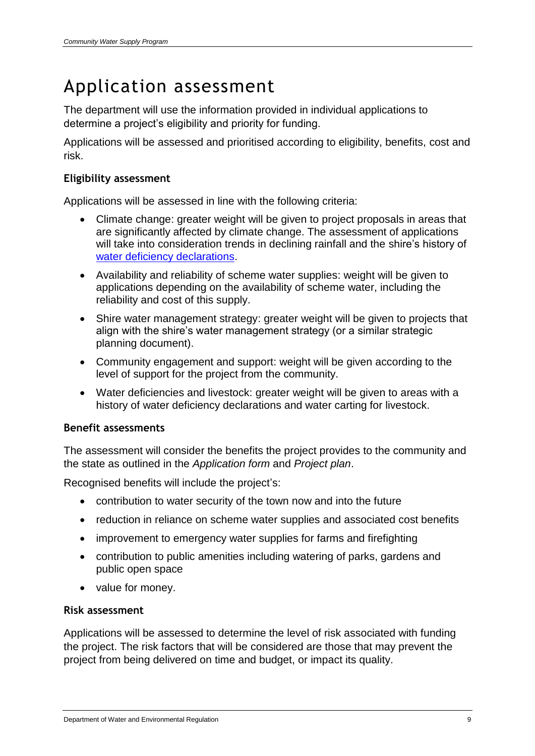# Application assessment

The department will use the information provided in individual applications to determine a project's eligibility and priority for funding.

Applications will be assessed and prioritised according to eligibility, benefits, cost and risk.

### Eligibility assessment

Applications will be assessed in line with the following criteria:

- Climate change: greater weight will be given to project proposals in areas that are significantly affected by climate change. The assessment of applications will take into consideration trends in declining rainfall and the shire's history of water deficiency declarations.
- Availability and reliability of scheme water supplies: weight will be given to applications depending on the availability of scheme water, including the reliability and cost of this supply.
- Shire water management strategy: greater weight will be given to projects that align with the shire's water management strategy (or a similar strategic planning document).
- Community engagement and support: weight will be given according to the level of support for the project from the community.
- Water deficiencies and livestock: greater weight will be given to areas with a history of water deficiency declarations and water carting for livestock.

### Benefit assessments

The assessment will consider the benefits the project provides to the community and the state as outlined in the *Application form* and *Project plan*.

Recognised benefits will include the project's:

- contribution to water security of the town now and into the future
- reduction in reliance on scheme water supplies and associated cost benefits
- improvement to emergency water supplies for farms and firefighting
- contribution to public amenities including watering of parks, gardens and public open space
- value for money.

### Risk assessment

Applications will be assessed to determine the level of risk associated with funding the project. The risk factors that will be considered are those that may prevent the project from being delivered on time and budget, or impact its quality.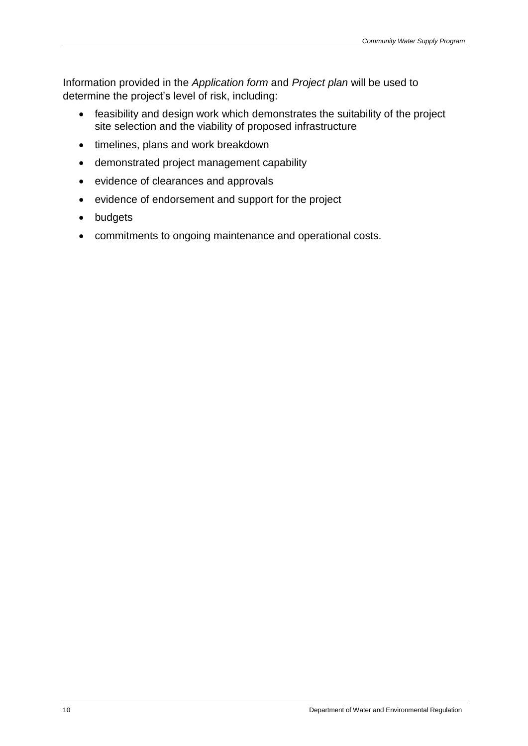Information provided in the *Application form* and *Project plan* will be used to determine the project's level of risk, including:

- feasibility and design work which demonstrates the suitability of the project site selection and the viability of proposed infrastructure
- timelines, plans and work breakdown
- demonstrated project management capability
- evidence of clearances and approvals
- evidence of endorsement and support for the project
- budgets
- commitments to ongoing maintenance and operational costs.